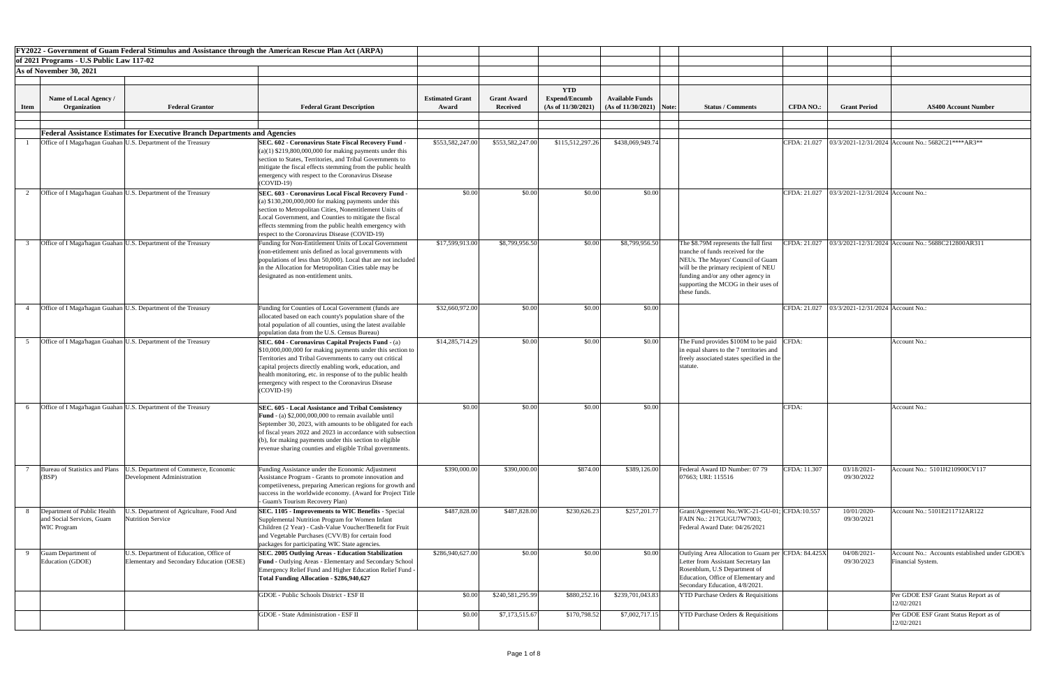**FY2022 - Government of Guam Federal Stimulus and Assistance through the American Rescue Plan Act (ARPA)**

**of 2021 Programs - U.S Public Law 117-02**

**As of November 30, 2021**

| Item | Name of Local Agency / Organization | Federal Grantor | Federal Grant Description | Estimated Grant Award | Grant Award Received | YTD Expend/Encumb (As of 11/30/2021) | Available Funds (As of 11/30/2021) | Note: | Status / Comments | CFDA NO.: | Grant Period | AS400 Account Number |
|---|---|---|---|---|---|---|---|---|---|---|---|---|
| | **Federal Assistance Estimates for Executive Branch Departments and Agencies** | | | | | | | | | | | |
| 1 | Office of I Maga'hagan Guahan | U.S. Department of the Treasury | **SEC. 602 - Coronavirus State Fiscal Recovery Fund** - (a)(1) $219,800,000,000 for making payments under this section to States, Territories, and Tribal Governments to mitigate the fiscal effects stemming from the public health emergency with respect to the Coronavirus Disease (COVID-19) | $553,582,247.00 | $553,582,247.00 | $115,512,297.26 | $438,069,949.74 | | | CFDA: 21.027 | 03/3/2021-12/31/2024 | Account No.: 5682C21****AR3** |
| 2 | Office of I Maga'hagan Guahan | U.S. Department of the Treasury | **SEC. 603 - Coronavirus Local Fiscal Recovery Fund** - (a) $130,200,000,000 for making payments under this section to Metropolitan Cities, Nonentitlement Units of Local Government, and Counties to mitigate the fiscal effects stemming from the public health emergency with respect to the Coronavirus Disease (COVID-19) | $0.00 | $0.00 | $0.00 | $0.00 | | | CFDA: 21.027 | 03/3/2021-12/31/2024 | Account No.: |
| 3 | Office of I Maga'hagan Guahan | U.S. Department of the Treasury | Funding for Non-Entitlement Units of Local Government (non-etitlement unis defined as local governments with populations of less than 50,000). Local that are not included in the Allocation for Metropolitan Cities table may be designated as non-entitlement units. | $17,599,913.00 | $8,799,956.50 | $0.00 | $8,799,956.50 | | The $8.79M represents the full first tranche of funds received for the NEUs. The Mayors' Council of Guam will be the primary recipient of NEU funding and/or any other agency in supporting the MCOG in their uses of these funds. | CFDA: 21.027 | 03/3/2021-12/31/2024 | Account No.: 5688C212800AR311 |
| 4 | Office of I Maga'hagan Guahan | U.S. Department of the Treasury | Funding for Counties of Local Government (funds are allocated based on each county's population share of the total population of all counties, using the latest available population data from the U.S. Census Bureau) | $32,660,972.00 | $0.00 | $0.00 | $0.00 | | | CFDA: 21.027 | 03/3/2021-12/31/2024 | Account No.: |
| 5 | Office of I Maga'hagan Guahan | U.S. Department of the Treasury | **SEC. 604 - Coronavirus Capital Projects Fund** - (a) $10,000,000,000 for making payments under this section to Territories and Tribal Governments to carry out critical capital projects directly enabling work, education, and health monitoring, etc. in response of to the public health emergency with respect to the Coronavirus Disease (COVID-19) | $14,285,714.29 | $0.00 | $0.00 | $0.00 | | The Fund provides $100M to be paid in equal shares to the 7 territories and freely associated states specified in the statute. | CFDA: | | Account No.: |
| 6 | Office of I Maga'hagan Guahan | U.S. Department of the Treasury | **SEC. 605 - Local Assistance and Tribal Consistency Fund** - (a) $2,000,000,000 to remain available until September 30, 2023, with amounts to be obligated for each of fiscal years 2022 and 2023 in accordance with subsection (b), for making payments under this section to eligible revenue sharing counties and eligible Tribal governments. | $0.00 | $0.00 | $0.00 | $0.00 | | | CFDA: | | Account No.: |
| 7 | Bureau of Statistics and Plans (BSP) | U.S. Department of Commerce, Economic Development Administration | Funding Assistance under the Economic Adjustment Assistance Program - Grants to promote innovation and competiiveness, preparing American regions for growth and success in the worldwide economy. (Award for Project Title - Guam's Tourism Recovery Plan) | $390,000.00 | $390,000.00 | $874.00 | $389,126.00 | | Federal Award ID Number: 07 79 07663; URI: 115516 | CFDA: 11.307 | 03/18/2021-09/30/2022 | Account No.: 5101H210900CV117 |
| 8 | Department of Public Health and Social Services, Guam WIC Program | U.S. Department of Agriculture, Food And Nutrition Service | **SEC. 1105 - Improvements to WIC Benefits** - Special Supplemental Nutrition Program for Women Infant Children (2 Year) - Cash-Value Voucher/Benefit for Fruit and Vegetable Purchases (CVV/B) for certain food packages for participating WIC State agencies. | $487,828.00 | $487,828.00 | $230,626.23 | $257,201.77 | | Grant/Agreement No.:WIC-21-GU-01; FAIN No.: 217GUGU7W7003; Federal Award Date: 04/26/2021 | CFDA:10.557 | 10/01/2020-09/30/2021 | Account No.: 5101E211712AR122 |
| 9 | Guam Department of Education (GDOE) | U.S. Department of Education, Office of Elementary and Secondary Education (OESE) | **SEC. 2005 Outlying Areas - Education Stabilization Fund** - Outlying Areas - Elementary and Secondary School Emergency Relief Fund and Higher Education Relief Fund - **Total Funding Allocation - $286,940,627** | $286,940,627.00 | $0.00 | $0.00 | $0.00 | | Outlying Area Allocation to Guam per Letter from Assistant Secretary Ian Rosenblum, U.S Department of Education, Office of Elementary and Secondary Education, 4/8/2021. | CFDA: 84.425X | 04/08/2021-09/30/2023 | Account No.: Accounts established under GDOE's Financial System. |
| | | | GDOE - Public Schools District - ESF II | $0.00 | $240,581,295.99 | $880,252.16 | $239,701,043.83 | | YTD Purchase Orders & Requisitions | | | Per GDOE ESF Grant Status Report as of 12/02/2021 |
| | | | GDOE - State Administration - ESF II | $0.00 | $7,173,515.67 | $170,798.52 | $7,002,717.15 | | YTD Purchase Orders & Requisitions | | | Per GDOE ESF Grant Status Report as of 12/02/2021 |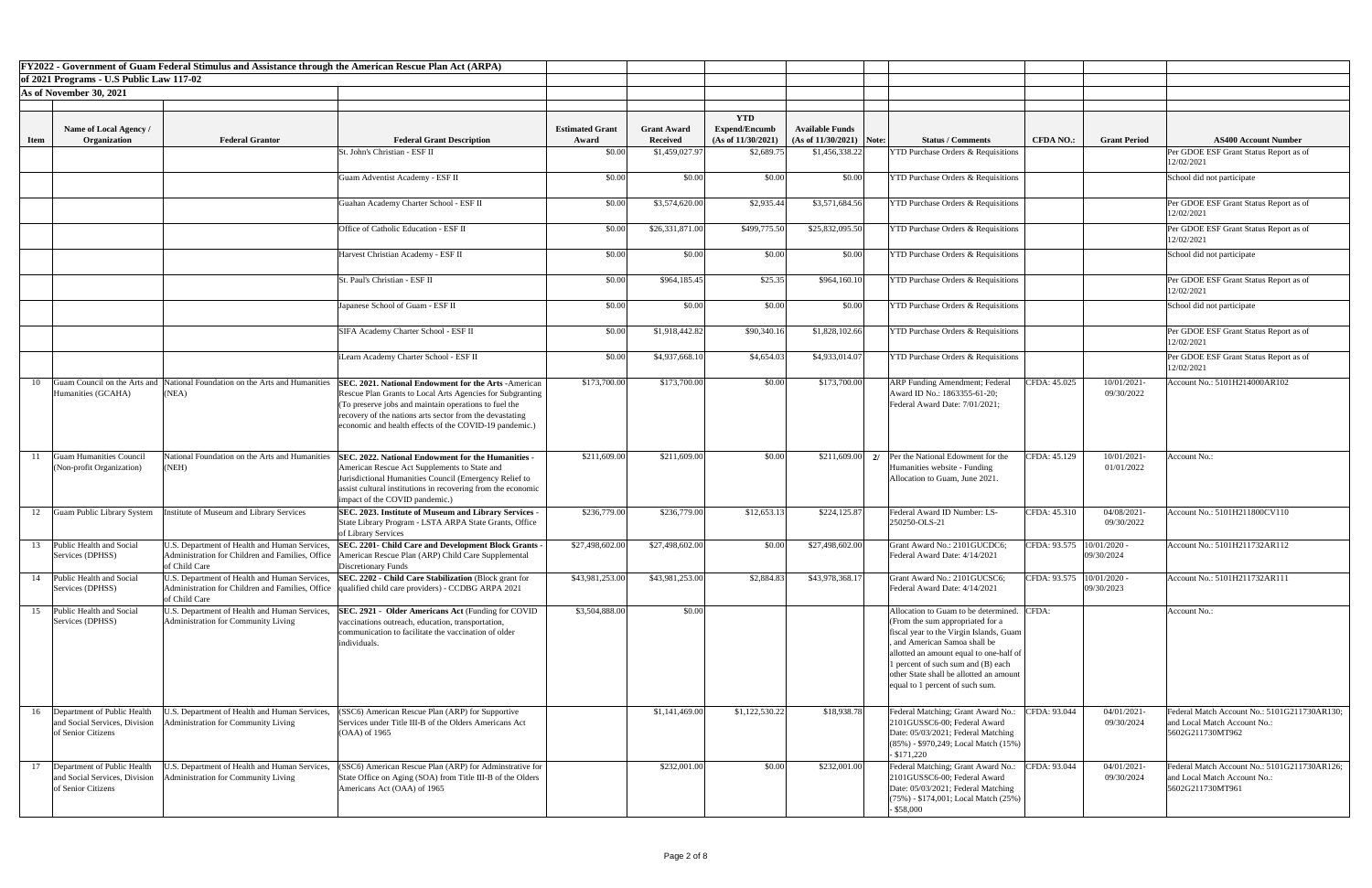**FY2022 - Government of Guam Federal Stimulus and Assistance through the American Rescue Plan Act (ARPA)**

**of 2021 Programs - U.S Public Law 117-02**

**As of November 30, 2021**

| Item | Name of Local Agency / Organization | Federal Grantor | Federal Grant Description | Estimated Grant Award | Grant Award Received | YTD Expend/Encumb (As of 11/30/2021) | Available Funds (As of 11/30/2021) | Note: | Status / Comments | CFDA NO.: | Grant Period | AS400 Account Number |
|---|---|---|---|---|---|---|---|---|---|---|---|---|
| | | | St. John's Christian - ESF II | $0.00 | $1,459,027.97 | $2,689.75 | $1,456,338.22 | | YTD Purchase Orders & Requisitions | | | Per GDOE ESF Grant Status Report as of 12/02/2021 |
| | | | Guam Adventist Academy - ESF II | $0.00 | $0.00 | $0.00 | $0.00 | | YTD Purchase Orders & Requisitions | | | School did not participate |
| | | | Guahan Academy Charter School - ESF II | $0.00 | $3,574,620.00 | $2,935.44 | $3,571,684.56 | | YTD Purchase Orders & Requisitions | | | Per GDOE ESF Grant Status Report as of 12/02/2021 |
| | | | Office of Catholic Education - ESF II | $0.00 | $26,331,871.00 | $499,775.50 | $25,832,095.50 | | YTD Purchase Orders & Requisitions | | | Per GDOE ESF Grant Status Report as of 12/02/2021 |
| | | | Harvest Christian Academy - ESF II | $0.00 | $0.00 | $0.00 | $0.00 | | YTD Purchase Orders & Requisitions | | | School did not participate |
| | | | St. Paul's Christian - ESF II | $0.00 | $964,185.45 | $25.35 | $964,160.10 | | YTD Purchase Orders & Requisitions | | | Per GDOE ESF Grant Status Report as of 12/02/2021 |
| | | | Japanese School of Guam - ESF II | $0.00 | $0.00 | $0.00 | $0.00 | | YTD Purchase Orders & Requisitions | | | School did not participate |
| | | | SIFA Academy Charter School - ESF II | $0.00 | $1,918,442.82 | $90,340.16 | $1,828,102.66 | | YTD Purchase Orders & Requisitions | | | Per GDOE ESF Grant Status Report as of 12/02/2021 |
| | | | iLearn Academy Charter School - ESF II | $0.00 | $4,937,668.10 | $4,654.03 | $4,933,014.07 | | YTD Purchase Orders & Requisitions | | | Per GDOE ESF Grant Status Report as of 12/02/2021 |
| 10 | Guam Council on the Arts and Humanities (GCAHA) | National Foundation on the Arts and Humanities (NEA) | **SEC. 2021. National Endowment for the Arts** -American Rescue Plan Grants to Local Arts Agencies for Subgranting (To preserve jobs and maintain operations to fuel the recovery of the nations arts sector from the devastating economic and health effects of the COVID-19 pandemic.) | $173,700.00 | $173,700.00 | $0.00 | $173,700.00 | | ARP Funding Amendment; Federal Award ID No.: 1863355-61-20; Federal Award Date: 7/01/2021; | CFDA: 45.025 | 10/01/2021-09/30/2022 | Account No.: 5101H214000AR102 |
| 11 | Guam Humanities Council (Non-profit Organization) | National Foundation on the Arts and Humanities (NEH) | **SEC. 2022. National Endowment for the Humanities** - American Rescue Act Supplements to State and Jurisdictional Humanities Council (Emergency Relief to assist cultural institutions in recovering from the economic impact of the COVID pandemic.) | $211,609.00 | $211,609.00 | $0.00 | $211,609.00 | 2/ | Per the National Edowment for the Humanities website - Funding Allocation to Guam, June 2021. | CFDA: 45.129 | 10/01/2021-01/01/2022 | Account No.: |
| 12 | Guam Public Library System | Institute of Museum and Library Services | **SEC. 2023. Institute of Museum and Library Services** - State Library Program - LSTA ARPA State Grants, Office of Library Services | $236,779.00 | $236,779.00 | $12,653.13 | $224,125.87 | | Federal Award ID Number: LS-250250-OLS-21 | CFDA: 45.310 | 04/08/2021-09/30/2022 | Account No.: 5101H211800CV110 |
| 13 | Public Health and Social Services (DPHSS) | U.S. Department of Health and Human Services, Administration for Children and Families, Office of Child Care | **SEC. 2201- Child Care and Development Block Grants** - American Rescue Plan (ARP) Child Care Supplemental Discretionary Funds | $27,498,602.00 | $27,498,602.00 | $0.00 | $27,498,602.00 | | Grant Award No.: 2101GUCDC6; Federal Award Date: 4/14/2021 | CFDA: 93.575 | 10/01/2020 - 09/30/2024 | Account No.: 5101H211732AR112 |
| 14 | Public Health and Social Services (DPHSS) | U.S. Department of Health and Human Services, Administration for Children and Families, Office of Child Care | **SEC. 2202 - Child Care Stabilization** (Block grant for qualified child care providers) - CCDBG ARPA 2021 | $43,981,253.00 | $43,981,253.00 | $2,884.83 | $43,978,368.17 | | Grant Award No.: 2101GUCSC6; Federal Award Date: 4/14/2021 | CFDA: 93.575 | 10/01/2020 - 09/30/2023 | Account No.: 5101H211732AR111 |
| 15 | Public Health and Social Services (DPHSS) | U.S. Department of Health and Human Services, Administration for Community Living | **SEC. 2921 - Older Americans Act** (Funding for COVID vaccinations outreach, education, transportation, communication to facilitate the vaccination of older individuals. | $3,504,888.00 | $0.00 | | | | Allocation to Guam to be determined. (From the sum appropriated for a fiscal year to the Virgin Islands, Guam , and American Samoa shall be allotted an amount equal to one-half of 1 percent of such sum and (B) each other State shall be allotted an amount equal to 1 percent of such sum. | CFDA: | | Account No.: |
| 16 | Department of Public Health and Social Services, Division of Senior Citizens | U.S. Department of Health and Human Services, Administration for Community Living | (SSC6) American Rescue Plan (ARP) for Supportive Services under Title III-B of the Olders Americans Act (OAA) of 1965 | | $1,141,469.00 | $1,122,530.22 | $18,938.78 | | Federal Matching; Grant Award No.: 2101GUSSC6-00; Federal Award Date: 05/03/2021; Federal Matching (85%) - $970,249; Local Match (15%) - $171,220 | CFDA: 93.044 | 04/01/2021-09/30/2024 | Federal Match Account No.: 5101G211730AR130; and Local Match Account No.: 5602G211730MT962 |
| 17 | Department of Public Health and Social Services, Division of Senior Citizens | U.S. Department of Health and Human Services, Administration for Community Living | (SSC6) American Rescue Plan (ARP) for Adminstrative for State Office on Aging (SOA) from Title III-B of the Olders Americans Act (OAA) of 1965 | | $232,001.00 | $0.00 | $232,001.00 | | Federal Matching; Grant Award No.: 2101GUSSC6-00; Federal Award Date: 05/03/2021; Federal Matching (75%) - $174,001; Local Match (25%) - $58,000 | CFDA: 93.044 | 04/01/2021-09/30/2024 | Federal Match Account No.: 5101G211730AR126; and Local Match Account No.: 5602G211730MT961 |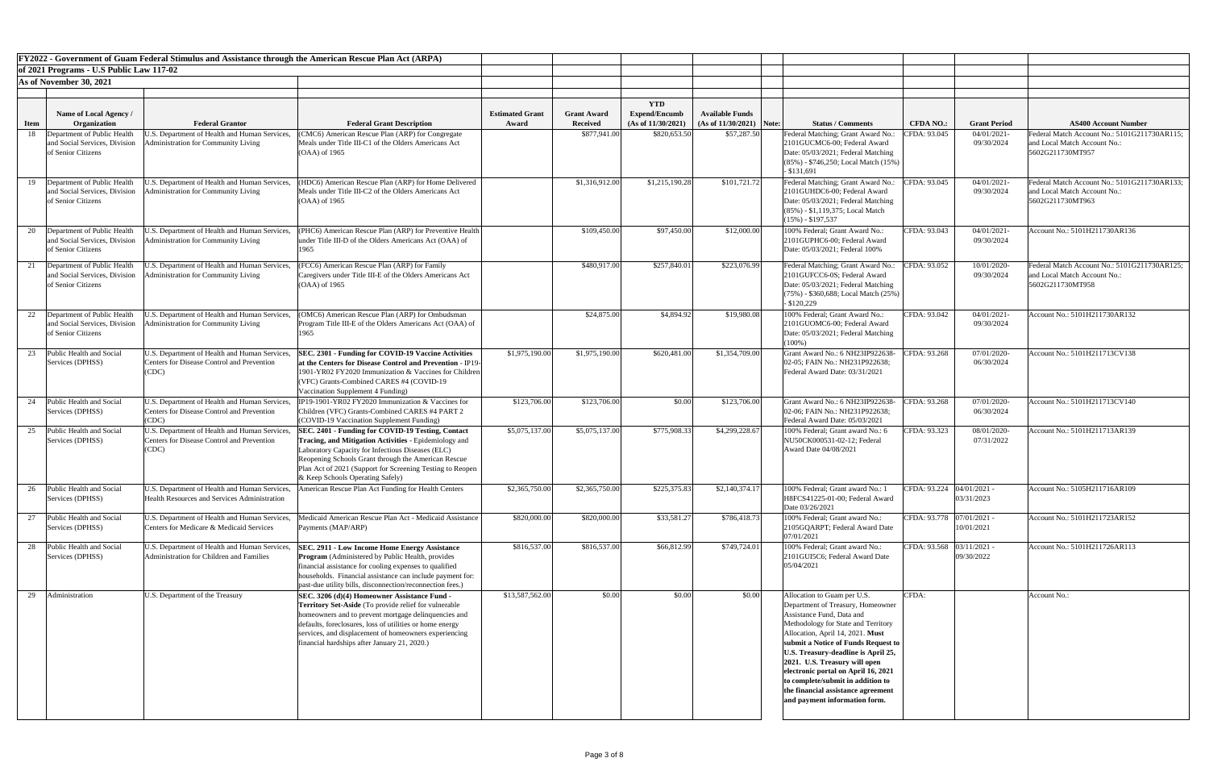**FY2022 - Government of Guam Federal Stimulus and Assistance through the American Rescue Plan Act (ARPA)**

**of 2021 Programs - U.S Public Law 117-02**

**As of November 30, 2021**

| Item | Name of Local Agency / Organization | Federal Grantor | Federal Grant Description | Estimated Grant Award | Grant Award Received | YTD Expend/Encumb (As of 11/30/2021) | Available Funds (As of 11/30/2021) | Note: | Status / Comments | CFDA NO.: | Grant Period | AS400 Account Number |
|---|---|---|---|---|---|---|---|---|---|---|---|---|
| 18 | Department of Public Health and Social Services, Division of Senior Citizens | U.S. Department of Health and Human Services, Administration for Community Living | (CMC6) American Rescue Plan (ARP) for Congregate Meals under Title III-C1 of the Olders Americans Act (OAA) of 1965 | | $877,941.00 | $820,653.50 | $57,287.50 | | Federal Matching; Grant Award No.: 2101GUCMC6-00; Federal Award Date: 05/03/2021; Federal Matching (85%) - $746,250; Local Match (15%) - $131,691 | CFDA: 93.045 | 04/01/2021-09/30/2024 | Federal Match Account No.: 5101G211730AR115; and Local Match Account No.: 5602G211730MT957 |
| 19 | Department of Public Health and Social Services, Division of Senior Citizens | U.S. Department of Health and Human Services, Administration for Community Living | (HDC6) American Rescue Plan (ARP) for Home Delivered Meals under Title III-C2 of the Olders Americans Act (OAA) of 1965 | | $1,316,912.00 | $1,215,190.28 | $101,721.72 | | Federal Matching; Grant Award No.: 2101GUHDC6-00; Federal Award Date: 05/03/2021; Federal Matching (85%) - $1,119,375; Local Match (15%) - $197,537 | CFDA: 93.045 | 04/01/2021-09/30/2024 | Federal Match Account No.: 5101G211730AR133; and Local Match Account No.: 5602G211730MT963 |
| 20 | Department of Public Health and Social Services, Division of Senior Citizens | U.S. Department of Health and Human Services, Administration for Community Living | (PHC6) American Rescue Plan (ARP) for Preventive Health under Title III-D of the Olders Americans Act (OAA) of 1965 | | $109,450.00 | $97,450.00 | $12,000.00 | | 100% Federal; Grant Award No.: 2101GUPHC6-00; Federal Award Date: 05/03/2021; Federal 100% | CFDA: 93.043 | 04/01/2021-09/30/2024 | Account No.: 5101H211730AR136 |
| 21 | Department of Public Health and Social Services, Division of Senior Citizens | U.S. Department of Health and Human Services, Administration for Community Living | (FCC6) American Rescue Plan (ARP) for Family Caregivers under Title III-E of the Olders Americans Act (OAA) of 1965 | | $480,917.00 | $257,840.01 | $223,076.99 | | Federal Matching; Grant Award No.: 2101GUFCC6-0S; Federal Award Date: 05/03/2021; Federal Matching (75%) - $360,688; Local Match (25%) - $120,229 | CFDA: 93.052 | 10/01/2020-09/30/2024 | Federal Match Account No.: 5101G211730AR125; and Local Match Account No.: 5602G211730MT958 |
| 22 | Department of Public Health and Social Services, Division of Senior Citizens | U.S. Department of Health and Human Services, Administration for Community Living | (OMC6) American Rescue Plan (ARP) for Ombudsman Program Title III-E of the Olders Americans Act (OAA) of 1965 | | $24,875.00 | $4,894.92 | $19,980.08 | | 100% Federal; Grant Award No.: 2101GUOMC6-00; Federal Award Date: 05/03/2021; Federal Matching (100%) | CFDA: 93.042 | 04/01/2021-09/30/2024 | Account No.: 5101H211730AR132 |
| 23 | Public Health and Social Services (DPHSS) | U.S. Department of Health and Human Services, Centers for Disease Control and Prevention (CDC) | **SEC. 2301 - Funding for COVID-19 Vaccine Activities at the Centers for Disease Control and Prevention** - IP19-1901-YR02 FY2020 Immunization & Vaccines for Children (VFC) Grants-Combined CARES #4 (COVID-19 Vaccination Supplement 4 Funding) | $1,975,190.00 | $1,975,190.00 | $620,481.00 | $1,354,709.00 | | Grant Award No.: 6 NH23IP922638-02-05; FAIN No.: NH231P922638; Federal Award Date: 03/31/2021 | CFDA: 93.268 | 07/01/2020-06/30/2024 | Account No.: 5101H211713CV138 |
| 24 | Public Health and Social Services (DPHSS) | U.S. Department of Health and Human Services, Centers for Disease Control and Prevention (CDC) | IP19-1901-YR02 FY2020 Immunization & Vaccines for Children (VFC) Grants-Combined CARES #4 PART 2 (COVID-19 Vaccination Supplement Funding) | $123,706.00 | $123,706.00 | $0.00 | $123,706.00 | | Grant Award No.: 6 NH23IP922638-02-06; FAIN No.: NH231P922638; Federal Award Date: 05/03/2021 | CFDA: 93.268 | 07/01/2020-06/30/2024 | Account No.: 5101H211713CV140 |
| 25 | Public Health and Social Services (DPHSS) | U.S. Department of Health and Human Services, Centers for Disease Control and Prevention (CDC) | **SEC. 2401 - Funding for COVID-19 Testing, Contact Tracing, and Mitigation Activities** - Epidemiology and Laboratory Capacity for Infectious Diseases (ELC) Reopening Schools Grant through the American Rescue Plan Act of 2021 (Support for Screening Testing to Reopen & Keep Schools Operating Safely) | $5,075,137.00 | $5,075,137.00 | $775,908.33 | $4,299,228.67 | | 100% Federal; Grant Award No.: 6 NU50CK000531-02-12; Federal Award Date 04/08/2021 | CFDA: 93.323 | 08/01/2020-07/31/2022 | Account No.: 5101H211713AR139 |
| 26 | Public Health and Social Services (DPHSS) | U.S. Department of Health and Human Services, Health Resources and Services Administration | American Rescue Plan Act Funding for Health Centers | $2,365,750.00 | $2,365,750.00 | $225,375.83 | $2,140,374.17 | | 100% Federal; Grant award No.: 1 H8FCS41225-01-00; Federal Award Date 03/26/2021 | CFDA: 93.224 | 04/01/2021 - 03/31/2023 | Account No.: 5105H211716AR109 |
| 27 | Public Health and Social Services (DPHSS) | U.S. Department of Health and Human Services, Centers for Medicare & Medicaid Services | Medicaid American Rescue Plan Act - Medicaid Assistance Payments (MAP/ARP) | $820,000.00 | $820,000.00 | $33,581.27 | $786,418.73 | | 100% Federal; Grant award No.: 2105GQARPT; Federal Award Date 07/01/2021 | CFDA: 93.778 | 07/01/2021 - 10/01/2021 | Account No.: 5101H211723AR152 |
| 28 | Public Health and Social Services (DPHSS) | U.S. Department of Health and Human Services, Administration for Children and Families | **SEC. 2911 - Low Income Home Energy Assistance Program** (Administered by Public Health, provides financial assistance for cooling expenses to qualified households. Financial assistance can include payment for: past-due utility bills, disconnection/reconnection fees.) | $816,537.00 | $816,537.00 | $66,812.99 | $749,724.01 | | 100% Federal; Grant award No.: 2101GUI5C6; Federal Award Date 05/04/2021 | CFDA: 93.568 | 03/11/2021 - 09/30/2022 | Account No.: 5101H211726AR113 |
| 29 | Administration | U.S. Department of the Treasury | **SEC. 3206 (d)(4) Homeowner Assistance Fund - Territory Set-Aside** (To provide relief for vulnerable homeowners and to prevent mortgage delinquencies and defaults, foreclosures, loss of utilities or home energy services, and displacement of homeowners experiencing financial hardships after January 21, 2020.) | $13,587,562.00 | $0.00 | $0.00 | $0.00 | | Allocation to Guam per U.S. Department of Treasury, Homeowner Assistance Fund, Data and Methodology for State and Territory Allocation, April 14, 2021. **Must submit a Notice of Funds Request to U.S. Treasury-deadline is April 25, 2021. U.S. Treasury will open electronic portal on April 16, 2021 to complete/submit in addition to the financial assistance agreement and payment information form.** | CFDA: | | Account No.: |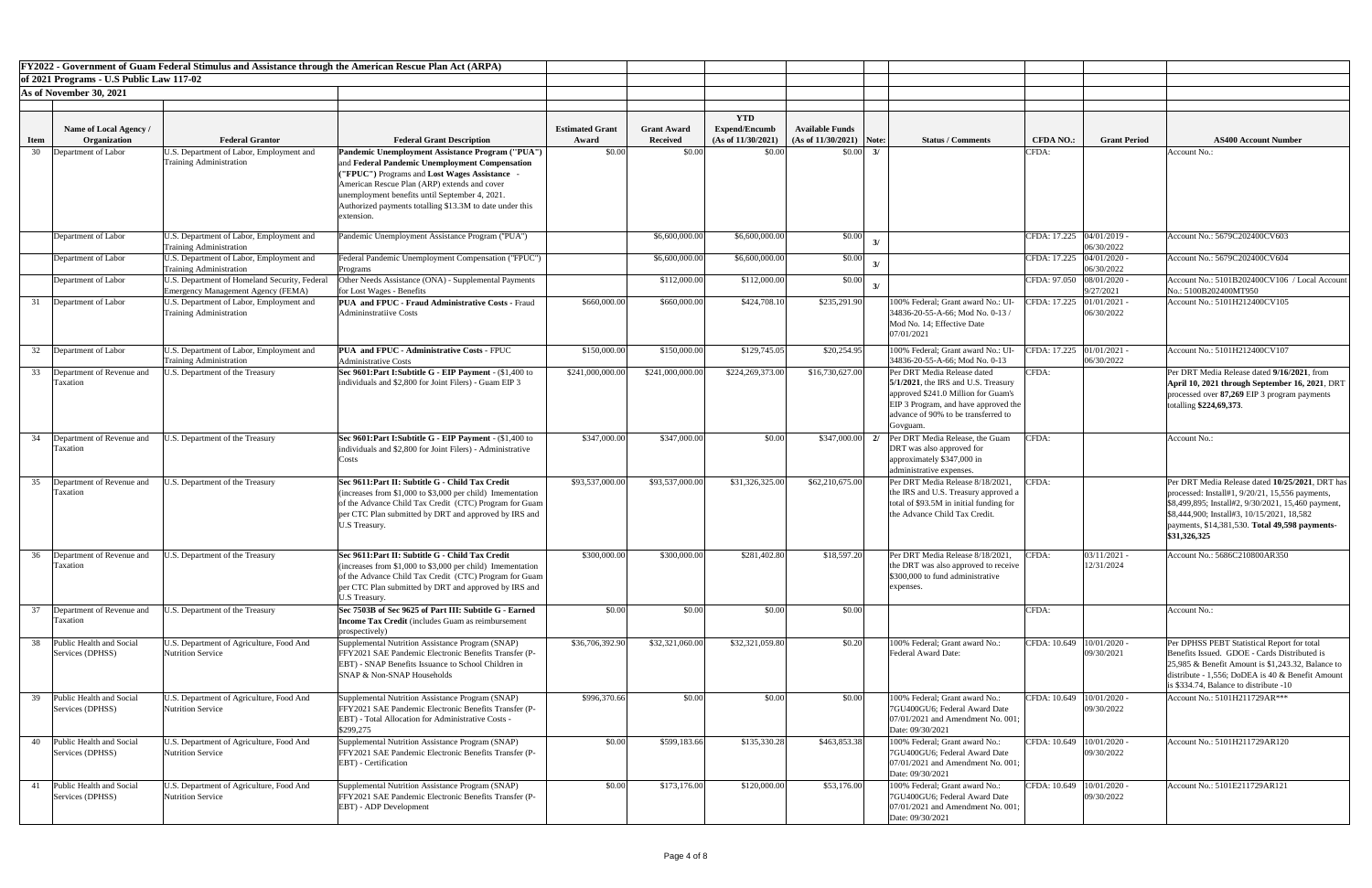**FY2022 - Government of Guam Federal Stimulus and Assistance through the American Rescue Plan Act (ARPA)**

**of 2021 Programs - U.S Public Law 117-02**

**As of November 30, 2021**

| Item | Name of Local Agency / Organization | Federal Grantor | Federal Grant Description | Estimated Grant Award | Grant Award Received | YTD Expend/Encumb (As of 11/30/2021) | Available Funds (As of 11/30/2021) | Note: | Status / Comments | CFDA NO.: | Grant Period | AS400 Account Number |
|---|---|---|---|---|---|---|---|---|---|---|---|---|
| 30 | Department of Labor | U.S. Department of Labor, Employment and Training Administration | **Pandemic Unemployment Assistance Program ("PUA")** and **Federal Pandemic Unemployment Compensation ("FPUC")** Programs and **Lost Wages Assistance** - American Rescue Plan (ARP) extends and cover unemployment benefits until September 4, 2021. Authorized payments totalling $13.3M to date under this extension. | $0.00 | $0.00 | $0.00 | $0.00 | 3/ | | CFDA: | | Account No.: |
| | Department of Labor | U.S. Department of Labor, Employment and Training Administration | Pandemic Unemployment Assistance Program ("PUA") | | $6,600,000.00 | $6,600,000.00 | $0.00 | 3/ | | CFDA: 17.225 | 04/01/2019 - 06/30/2022 | Account No.: 5679C202400CV603 |
| | Department of Labor | U.S. Department of Labor, Employment and Training Administration | Federal Pandemic Unemployment Compensation ("FPUC") Programs | | $6,600,000.00 | $6,600,000.00 | $0.00 | 3/ | | CFDA: 17.225 | 04/01/2020 - 06/30/2022 | Account No.: 5679C202400CV604 |
| | Department of Labor | U.S. Department of Homeland Security, Federal Emergency Management Agency (FEMA) | Other Needs Assistance (ONA) - Supplemental Payments for Lost Wages - Benefits | | $112,000.00 | $112,000.00 | $0.00 | 3/ | | CFDA: 97.050 | 08/01/2020 - 9/27/2021 | Account No.: 5101B202400CV106 / Local Account No.: 5100B202400MT950 |
| 31 | Department of Labor | U.S. Department of Labor, Employment and Training Administration | **PUA and FPUC - Fraud Administrative Costs** - Fraud Admininstratiive Costs | $660,000.00 | $660,000.00 | $424,708.10 | $235,291.90 | | 100% Federal; Grant award No.: UI-34836-20-55-A-66; Mod No. 0-13 / Mod No. 14; Effective Date 07/01/2021 | CFDA: 17.225 | 01/01/2021 - 06/30/2022 | Account No.: 5101H212400CV105 |
| 32 | Department of Labor | U.S. Department of Labor, Employment and Training Administration | **PUA and FPUC - Administrative Costs** - FPUC Administrative Costs | $150,000.00 | $150,000.00 | $129,745.05 | $20,254.95 | | 100% Federal; Grant award No.: UI-34836-20-55-A-66; Mod No. 0-13 | CFDA: 17.225 | 01/01/2021 - 06/30/2022 | Account No.: 5101H212400CV107 |
| 33 | Department of Revenue and Taxation | U.S. Department of the Treasury | **Sec 9601:Part I:Subtitle G - EIP Payment** - ($1,400 to individuals and $2,800 for Joint Filers) - Guam EIP 3 | $241,000,000.00 | $241,000,000.00 | $224,269,373.00 | $16,730,627.00 | | Per DRT Media Release dated **5/1/2021**, the IRS and U.S. Treasury approved $241.0 Million for Guam's EIP 3 Program, and have approved the advance of 90% to be transferred to Govguam. | CFDA: | | Per DRT Media Release dated **9/16/2021**, from **April 10, 2021 through September 16, 2021**, DRT processed over **87,269** EIP 3 program payments totalling **$224,69,373**. |
| 34 | Department of Revenue and Taxation | U.S. Department of the Treasury | **Sec 9601:Part I:Subtitle G - EIP Payment** - ($1,400 to individuals and $2,800 for Joint Filers) - Administrative Costs | $347,000.00 | $347,000.00 | $0.00 | $347,000.00 | 2/ | Per DRT Media Release, the Guam DRT was also approved for approximately $347,000 in administrative expenses. | CFDA: | | Account No.: |
| 35 | Department of Revenue and Taxation | U.S. Department of the Treasury | **Sec 9611:Part II: Subtitle G - Child Tax Credit** (increases from $1,000 to $3,000 per child) Imementation of the Advance Child Tax Credit (CTC) Program for Guam per CTC Plan submitted by DRT and approved by IRS and U.S Treasury. | $93,537,000.00 | $93,537,000.00 | $31,326,325.00 | $62,210,675.00 | | Per DRT Media Release 8/18/2021, the IRS and U.S. Treasury approved a total of $93.5M in initial funding for the Advance Child Tax Credit. | CFDA: | | Per DRT Media Release dated **10/25/2021**, DRT has processed: Install#1, 9/20/21, 15,556 payments, $8,499,895; Install#2, 9/30/2021, 15,460 payment, $8,444,900; Install#3, 10/15/2021, 18,582 payments, $14,381,530. **Total 49,598 payments-$31,326,325** |
| 36 | Department of Revenue and Taxation | U.S. Department of the Treasury | **Sec 9611:Part II: Subtitle G - Child Tax Credit** (increases from $1,000 to $3,000 per child) Imementation of the Advance Child Tax Credit (CTC) Program for Guam per CTC Plan submitted by DRT and approved by IRS and U.S Treasury. | $300,000.00 | $300,000.00 | $281,402.80 | $18,597.20 | | Per DRT Media Release 8/18/2021, the DRT was also approved to receive $300,000 to fund administrative expenses. | CFDA: | 03/11/2021 - 12/31/2024 | Account No.: 5686C210800AR350 |
| 37 | Department of Revenue and Taxation | U.S. Department of the Treasury | **Sec 7503B of Sec 9625 of Part III: Subtitle G - Earned Income Tax Credit** (includes Guam as reimbursement prospectively) | $0.00 | $0.00 | $0.00 | $0.00 | | | CFDA: | | Account No.: |
| 38 | Public Health and Social Services (DPHSS) | U.S. Department of Agriculture, Food And Nutrition Service | Supplemental Nutrition Assistance Program (SNAP) FFY2021 SAE Pandemic Electronic Benefits Transfer (P-EBT) - SNAP Benefits Issuance to School Children in SNAP & Non-SNAP Households | $36,706,392.90 | $32,321,060.00 | $32,321,059.80 | $0.20 | | 100% Federal; Grant award No.: Federal Award Date: | CFDA: 10.649 | 10/01/2020 - 09/30/2021 | Per DPHSS PEBT Statistical Report for total Benefits Issued. GDOE - Cards Distributed is 25,985 & Benefit Amount is $1,243.32, Balance to distribute - 1,556; DoDEA is 40 & Benefit Amount is $334.74, Balance to distribute -10 |
| 39 | Public Health and Social Services (DPHSS) | U.S. Department of Agriculture, Food And Nutrition Service | Supplemental Nutrition Assistance Program (SNAP) FFY2021 SAE Pandemic Electronic Benefits Transfer (P-EBT) - Total Allocation for Administrative Costs - $299,275 | $996,370.66 | $0.00 | $0.00 | $0.00 | | 100% Federal; Grant award No.: 7GU400GU6; Federal Award Date 07/01/2021 and Amendment No. 001; Date: 09/30/2021 | CFDA: 10.649 | 10/01/2020 - 09/30/2022 | Account No.: 5101H211729AR*** |
| 40 | Public Health and Social Services (DPHSS) | U.S. Department of Agriculture, Food And Nutrition Service | Supplemental Nutrition Assistance Program (SNAP) FFY2021 SAE Pandemic Electronic Benefits Transfer (P-EBT) - Certification | $0.00 | $599,183.66 | $135,330.28 | $463,853.38 | | 100% Federal; Grant award No.: 7GU400GU6; Federal Award Date 07/01/2021 and Amendment No. 001; Date: 09/30/2021 | CFDA: 10.649 | 10/01/2020 - 09/30/2022 | Account No.: 5101H211729AR120 |
| 41 | Public Health and Social Services (DPHSS) | U.S. Department of Agriculture, Food And Nutrition Service | Supplemental Nutrition Assistance Program (SNAP) FFY2021 SAE Pandemic Electronic Benefits Transfer (P-EBT) - ADP Development | $0.00 | $173,176.00 | $120,000.00 | $53,176.00 | | 100% Federal; Grant award No.: 7GU400GU6; Federal Award Date 07/01/2021 and Amendment No. 001; Date: 09/30/2021 | CFDA: 10.649 | 10/01/2020 - 09/30/2022 | Account No.: 5101E211729AR121 |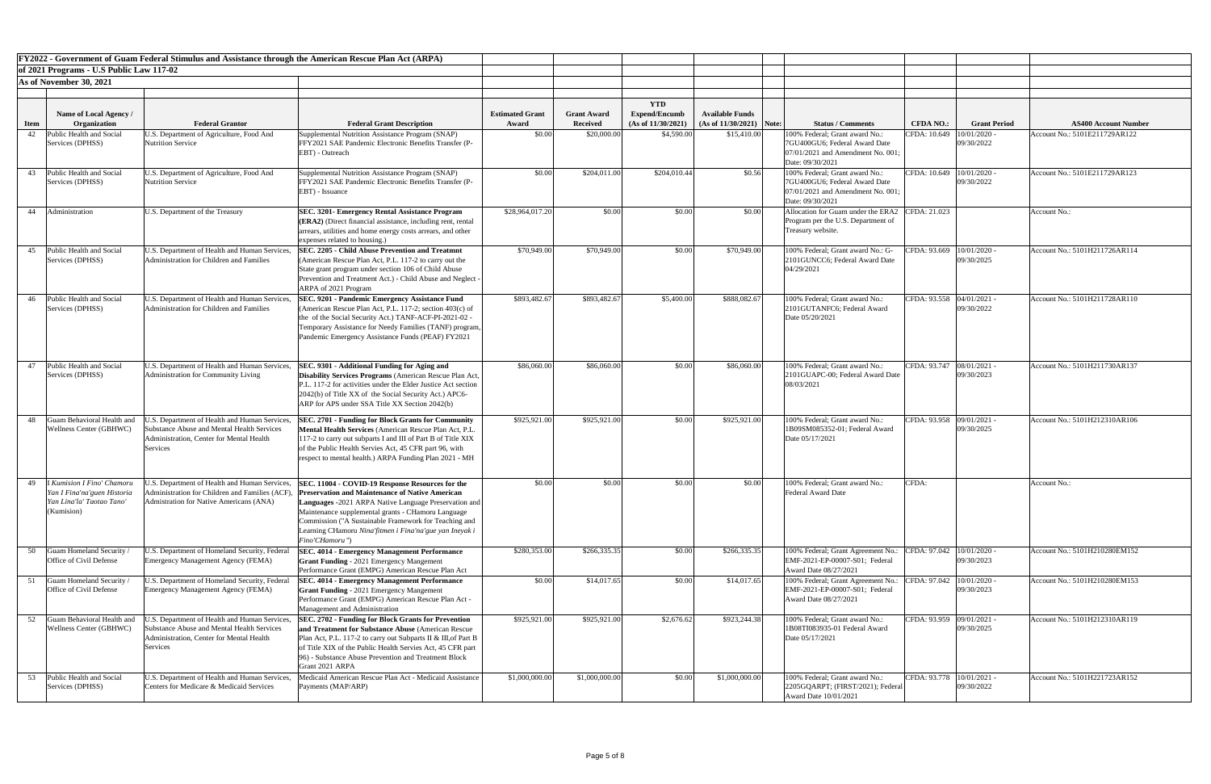**FY2022 - Government of Guam Federal Stimulus and Assistance through the American Rescue Plan Act (ARPA)**

**of 2021 Programs - U.S Public Law 117-02**

**As of November 30, 2021**

| Item | Name of Local Agency / Organization | Federal Grantor | Federal Grant Description | Estimated Grant Award | Grant Award Received | YTD Expend/Encumb (As of 11/30/2021) | Available Funds (As of 11/30/2021) | Note: | Status / Comments | CFDA NO.: | Grant Period | AS400 Account Number |
|---|---|---|---|---|---|---|---|---|---|---|---|---|
| 42 | Public Health and Social Services (DPHSS) | U.S. Department of Agriculture, Food And Nutrition Service | Supplemental Nutrition Assistance Program (SNAP) FFY2021 SAE Pandemic Electronic Benefits Transfer (P-EBT) - Outreach | $0.00 | $20,000.00 | $4,590.00 | $15,410.00 | | 100% Federal; Grant award No.: 7GU400GU6; Federal Award Date 07/01/2021 and Amendment No. 001; Date: 09/30/2021 | CFDA: 10.649 | 10/01/2020 - 09/30/2022 | Account No.: 5101E211729AR122 |
| 43 | Public Health and Social Services (DPHSS) | U.S. Department of Agriculture, Food And Nutrition Service | Supplemental Nutrition Assistance Program (SNAP) FFY2021 SAE Pandemic Electronic Benefits Transfer (P-EBT) - Issuance | $0.00 | $204,011.00 | $204,010.44 | $0.56 | | 100% Federal; Grant award No.: 7GU400GU6; Federal Award Date 07/01/2021 and Amendment No. 001; Date: 09/30/2021 | CFDA: 10.649 | 10/01/2020 - 09/30/2022 | Account No.: 5101E211729AR123 |
| 44 | Administration | U.S. Department of the Treasury | **SEC. 3201- Emergency Rental Assistance Program (ERA2)** (Direct financial assistance, including rent, rental arrears, utilities and home energy costs arrears, and other expenses related to housing.) | $28,964,017.20 | $0.00 | $0.00 | $0.00 | | Allocation for Guam under the ERA2 Program per the U.S. Department of Treasury website. | CFDA: 21.023 | | Account No.: |
| 45 | Public Health and Social Services (DPHSS) | U.S. Department of Health and Human Services, Administration for Children and Families | **SEC. 2205 - Child Abuse Prevention and Treatmnt** (American Rescue Plan Act, P.L. 117-2 to carry out the State grant program under section 106 of Child Abuse Prevention and Treatment Act.) - Child Abuse and Neglect - ARPA of 2021 Program | $70,949.00 | $70,949.00 | $0.00 | $70,949.00 | | 100% Federal; Grant award No.: G-2101GUNCC6; Federal Award Date 04/29/2021 | CFDA: 93.669 | 10/01/2020 - 09/30/2025 | Account No.: 5101H211726AR114 |
| 46 | Public Health and Social Services (DPHSS) | U.S. Department of Health and Human Services, Administration for Children and Families | **SEC. 9201 - Pandemic Emergency Assistance Fund** (American Rescue Plan Act, P.L. 117-2; section 403(c) of the of the Social Security Act.) TANF-ACF-PI-2021-02 - Temporary Assistance for Needy Families (TANF) program, Pandemic Emergency Assistance Funds (PEAF) FY2021 | $893,482.67 | $893,482.67 | $5,400.00 | $888,082.67 | | 100% Federal; Grant award No.: 2101GUTANFC6; Federal Award Date 05/20/2021 | CFDA: 93.558 | 04/01/2021 - 09/30/2022 | Account No.: 5101H211728AR110 |
| 47 | Public Health and Social Services (DPHSS) | U.S. Department of Health and Human Services, Administration for Community Living | **SEC. 9301 - Additional Funding for Aging and Disability Services Programs** (American Rescue Plan Act, P.L. 117-2 for activities under the Elder Justice Act section 2042(b) of Title XX of the Social Security Act.) APC6-ARP for APS under SSA Title XX Section 2042(b) | $86,060.00 | $86,060.00 | $0.00 | $86,060.00 | | 100% Federal; Grant award No.: 2101GUAPC-00; Federal Award Date 08/03/2021 | CFDA: 93.747 | 08/01/2021 - 09/30/2023 | Account No.: 5101H211730AR137 |
| 48 | Guam Behavioral Health and Wellness Center (GBHWC) | U.S. Department of Health and Human Services, Substance Abuse and Mental Health Services Administration, Center for Mental Health Services | **SEC. 2701 - Funding for Block Grants for Community Mental Health Services** (American Rescue Plan Act, P.L. 117-2 to carry out subparts I and III of Part B of Title XIX of the Public Health Servies Act, 45 CFR part 96, with respect to mental health.) ARPA Funding Plan 2021 - MH | $925,921.00 | $925,921.00 | $0.00 | $925,921.00 | | 100% Federal; Grant award No.: 1B09SM085352-01; Federal Award Date 05/17/2021 | CFDA: 93.958 | 09/01/2021 - 09/30/2025 | Account No.: 5101H212310AR106 |
| 49 | *I Kumision I Fino' Chamoru Yan I Fina'na'guen Historia Yan Lina'la' Taotao Tano'* (Kumision) | U.S. Department of Health and Human Services, Administration for Children and Families (ACF), Admistration for Native Americans (ANA) | **SEC. 11004 - COVID-19 Response Resources for the Preservation and Maintenance of Native American Languages** -2021 ARPA Native Language Preservation and Maintenance supplemental grants - CHamoru Language Commission ("A Sustainable Framework for Teaching and Learning CHamoru *Nina'fitmen i Fina'na'gue yan Ineyak i Fino'CHamoru*") | $0.00 | $0.00 | $0.00 | $0.00 | | 100% Federal; Grant award No.: Federal Award Date | CFDA: | | Account No.: |
| 50 | Guam Homeland Security / Office of Civil Defense | U.S. Department of Homeland Security, Federal Emergency Management Agency (FEMA) | **SEC. 4014 - Emergency Management Performance Grant Funding** - 2021 Emergency Mangement Performance Grant (EMPG) American Rescue Plan Act | $280,353.00 | $266,335.35 | $0.00 | $266,335.35 | | 100% Federal; Grant Agreement No.: EMF-2021-EP-00007-S01; Federal Award Date 08/27/2021 | CFDA: 97.042 | 10/01/2020 - 09/30/2023 | Account No.: 5101H210280EM152 |
| 51 | Guam Homeland Security / Office of Civil Defense | U.S. Department of Homeland Security, Federal Emergency Management Agency (FEMA) | **SEC. 4014 - Emergency Management Performance Grant Funding** - 2021 Emergency Mangement Performance Grant (EMPG) American Rescue Plan Act - Management and Administration | $0.00 | $14,017.65 | $0.00 | $14,017.65 | | 100% Federal; Grant Agreement No.: EMF-2021-EP-00007-S01; Federal Award Date 08/27/2021 | CFDA: 97.042 | 10/01/2020 - 09/30/2023 | Account No.: 5101H210280EM153 |
| 52 | Guam Behavioral Health and Wellness Center (GBHWC) | U.S. Department of Health and Human Services, Substance Abuse and Mental Health Services Administration, Center for Mental Health Services | **SEC. 2702 - Funding for Block Grants for Prevention and Treatment for Substance Abuse** (American Rescue Plan Act, P.L. 117-2 to carry out Subparts II & III,of Part B of Title XIX of the Public Health Servies Act, 45 CFR part 96) - Substance Abuse Prevention and Treatment Block Grant 2021 ARPA | $925,921.00 | $925,921.00 | $2,676.62 | $923,244.38 | | 100% Federal; Grant award No.: 1B08TI083935-01 Federal Award Date 05/17/2021 | CFDA: 93.959 | 09/01/2021 - 09/30/2025 | Account No.: 5101H212310AR119 |
| 53 | Public Health and Social Services (DPHSS) | U.S. Department of Health and Human Services, Centers for Medicare & Medicaid Services | Medicaid American Rescue Plan Act - Medicaid Assistance Payments (MAP/ARP) | $1,000,000.00 | $1,000,000.00 | $0.00 | $1,000,000.00 | | 100% Federal; Grant award No.: 2205GQARPT; (FIRST/2021); Federal Award Date 10/01/2021 | CFDA: 93.778 | 10/01/2021 - 09/30/2022 | Account No.: 5101H221723AR152 |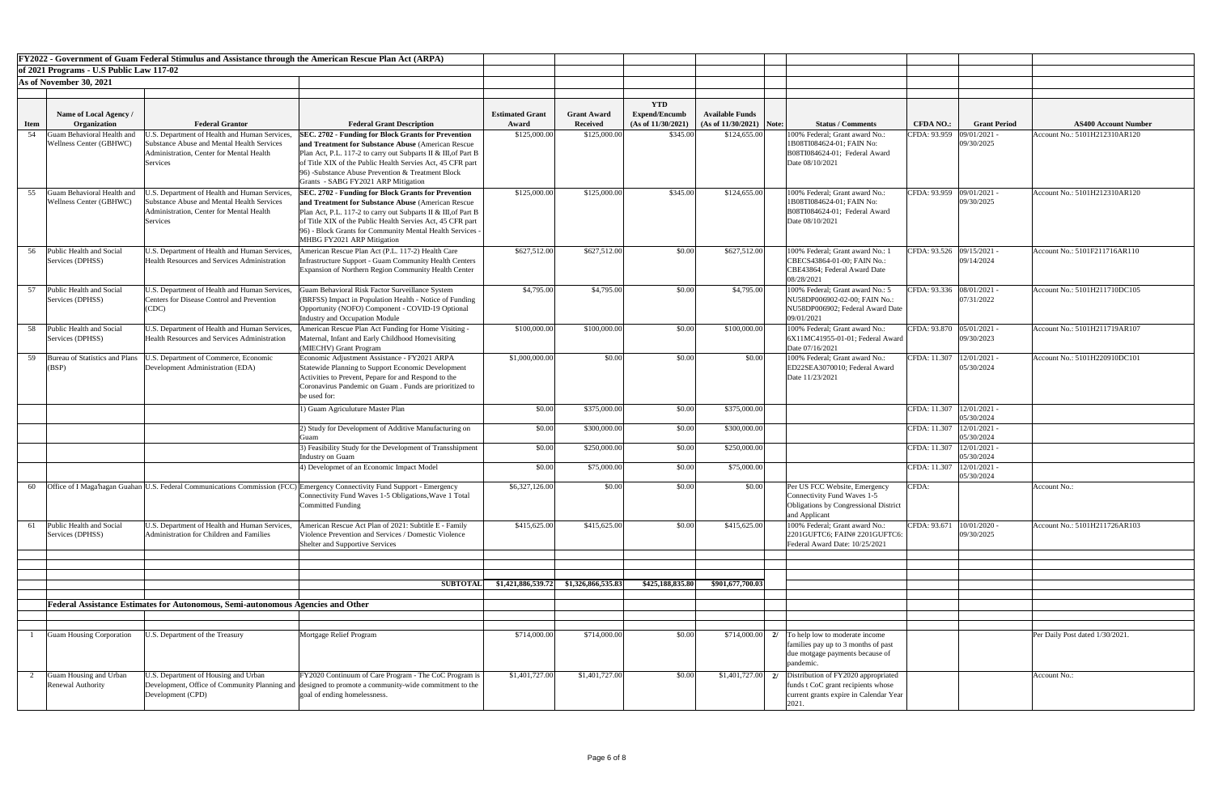**FY2022 - Government of Guam Federal Stimulus and Assistance through the American Rescue Plan Act (ARPA)**

**of 2021 Programs - U.S Public Law 117-02**

**As of November 30, 2021**

| Item | Name of Local Agency / Organization | Federal Grantor | Federal Grant Description | Estimated Grant Award | Grant Award Received | YTD Expend/Encumb (As of 11/30/2021) | Available Funds (As of 11/30/2021) | Note: | Status / Comments | CFDA NO.: | Grant Period | AS400 Account Number |
|---|---|---|---|---|---|---|---|---|---|---|---|---|
| 54 | Guam Behavioral Health and Wellness Center (GBHWC) | U.S. Department of Health and Human Services, Substance Abuse and Mental Health Services Administration, Center for Mental Health Services | **SEC. 2702 - Funding for Block Grants for Prevention and Treatment for Substance Abuse** (American Rescue Plan Act, P.L. 117-2 to carry out Subparts II & III,of Part B of Title XIX of the Public Health Servies Act, 45 CFR part 96) -Substance Abuse Prevention & Treatment Block Grants - SABG FY2021 ARP Mitigation | $125,000.00 | $125,000.00 | $345.00 | $124,655.00 | | 100% Federal; Grant award No.: 1B08TI084624-01; FAIN No: B08TI084624-01; Federal Award Date 08/10/2021 | CFDA: 93.959 | 09/01/2021 - 09/30/2025 | Account No.: 5101H212310AR120 |
| 55 | Guam Behavioral Health and Wellness Center (GBHWC) | U.S. Department of Health and Human Services, Substance Abuse and Mental Health Services Administration, Center for Mental Health Services | **SEC. 2702 - Funding for Block Grants for Prevention and Treatment for Substance Abuse** (American Rescue Plan Act, P.L. 117-2 to carry out Subparts II & III,of Part B of Title XIX of the Public Health Servies Act, 45 CFR part 96) - Block Grants for Community Mental Health Services - MHBG FY2021 ARP Mitigation | $125,000.00 | $125,000.00 | $345.00 | $124,655.00 | | 100% Federal; Grant award No.: 1B08TI084624-01; FAIN No: B08TI084624-01; Federal Award Date 08/10/2021 | CFDA: 93.959 | 09/01/2021 - 09/30/2025 | Account No.: 5101H212310AR120 |
| 56 | Public Health and Social Services (DPHSS) | U.S. Department of Health and Human Services, Health Resources and Services Administration | American Rescue Plan Act (P.L. 117-2) Health Care Infrastructure Support - Guam Community Health Centers Expansion of Northern Region Community Health Center | $627,512.00 | $627,512.00 | $0.00 | $627,512.00 | | 100% Federal; Grant award No.: 1 CBECS43864-01-00; FAIN No.: CBE43864; Federal Award Date 08/28/2021 | CFDA: 93.526 | 09/15/2021 - 09/14/2024 | Account No.: 5101F211716AR110 |
| 57 | Public Health and Social Services (DPHSS) | U.S. Department of Health and Human Services, Centers for Disease Control and Prevention (CDC) | Guam Behavioral Risk Factor Surveillance System (BRFSS) Impact in Population Health - Notice of Funding Opportunity (NOFO) Component - COVID-19 Optional Industry and Occupation Module | $4,795.00 | $4,795.00 | $0.00 | $4,795.00 | | 100% Federal; Grant award No.: 5 NU58DP006902-02-00; FAIN No.: NU58DP006902; Federal Award Date 09/01/2021 | CFDA: 93.336 | 08/01/2021 - 07/31/2022 | Account No.: 5101H211710DC105 |
| 58 | Public Health and Social Services (DPHSS) | U.S. Department of Health and Human Services, Health Resources and Services Administration | American Rescue Plan Act Funding for Home Visiting - Maternal, Infant and Early Childhood Homevisiting (MIECHV) Grant Program | $100,000.00 | $100,000.00 | $0.00 | $100,000.00 | | 100% Federal; Grant award No.: 6X11MC41955-01-01; Federal Award Date 07/16/2021 | CFDA: 93.870 | 05/01/2021 - 09/30/2023 | Account No.: 5101H211719AR107 |
| 59 | Bureau of Statistics and Plans (BSP) | U.S. Department of Commerce, Economic Development Administration (EDA) | Economic Adjustment Assistance - FY2021 ARPA Statewide Planning to Support Economic Development Activities to Prevent, Pepare for and Respond to the Coronavirus Pandemic on Guam . Funds are prioritized to be used for: | $1,000,000.00 | $0.00 | $0.00 | $0.00 | | 100% Federal; Grant award No.: ED22SEA3070010; Federal Award Date 11/23/2021 | CFDA: 11.307 | 12/01/2021 - 05/30/2024 | Account No.: 5101H220910DC101 |
| | | | 1) Guam Agriculuture Master Plan | $0.00 | $375,000.00 | $0.00 | $375,000.00 | | | CFDA: 11.307 | 12/01/2021 - 05/30/2024 | |
| | | | 2) Study for Development of Additive Manufacturing on Guam | $0.00 | $300,000.00 | $0.00 | $300,000.00 | | | CFDA: 11.307 | 12/01/2021 - 05/30/2024 | |
| | | | 3) Feasibility Study for the Development of Transshipment Industry on Guam | $0.00 | $250,000.00 | $0.00 | $250,000.00 | | | CFDA: 11.307 | 12/01/2021 - 05/30/2024 | |
| | | | 4) Developmet of an Economic Impact Model | $0.00 | $75,000.00 | $0.00 | $75,000.00 | | | CFDA: 11.307 | 12/01/2021 - 05/30/2024 | |
| 60 | Office of I Maga'hagan Guahan | U.S. Federal Communications Commission (FCC) | Emergency Connectivity Fund Support - Emergency Connectivity Fund Waves 1-5 Obligations,Wave 1 Total Committed Funding | $6,327,126.00 | $0.00 | $0.00 | $0.00 | | Per US FCC Website, Emergency Connectivity Fund Waves 1-5 Obligations by Congressional District and Applicant | CFDA: | | Account No.: |
| 61 | Public Health and Social Services (DPHSS) | U.S. Department of Health and Human Services, Administration for Children and Families | American Rescue Act Plan of 2021: Subtitle E - Family Violence Prevention and Services / Domestic Violence Shelter and Supportive Services | $415,625.00 | $415,625.00 | $0.00 | $415,625.00 | | 100% Federal; Grant award No.: 2201GUFTC6; FAIN# 2201GUFTC6: Federal Award Date: 10/25/2021 | CFDA: 93.671 | 10/01/2020 - 09/30/2025 | Account No.: 5101H211726AR103 |
| | | | **SUBTOTAL** | **$1,421,886,539.72** | **$1,326,866,535.83** | **$425,188,835.80** | **$901,677,700.03** | | | | | |
| | **Federal Assistance Estimates for Autonomous, Semi-autonomous Agencies and Other** | | | | | | | | | | | |
| 1 | Guam Housing Corporation | U.S. Department of the Treasury | Mortgage Relief Program | $714,000.00 | $714,000.00 | $0.00 | $714,000.00 | 2/ | To help low to moderate income families pay up to 3 months of past due motgage payments because of pandemic. | | | Per Daily Post dated 1/30/2021. |
| 2 | Guam Housing and Urban Renewal Authority | U.S. Department of Housing and Urban Development, Office of Community Planning and Development (CPD) | FY2020 Continuum of Care Program - The CoC Program is designed to promote a community-wide commitment to the goal of ending homelessness. | $1,401,727.00 | $1,401,727.00 | $0.00 | $1,401,727.00 | 2/ | Distribution of FY2020 appropriated funds t CoC grant recipients whose current grants expire in Calendar Year 2021. | | | Account No.: |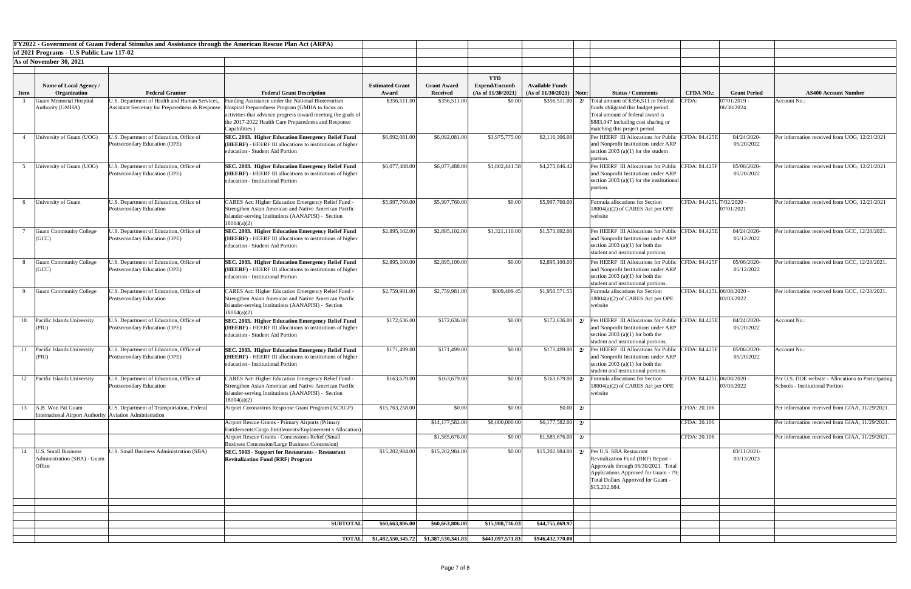**FY2022 - Government of Guam Federal Stimulus and Assistance through the American Rescue Plan Act (ARPA)**

**of 2021 Programs - U.S Public Law 117-02**

**As of November 30, 2021**

| Item | Name of Local Agency / Organization | Federal Grantor | Federal Grant Description | Estimated Grant Award | Grant Award Received | YTD Expend/Encumb (As of 11/30/2021) | Available Funds (As of 11/30/2021) | Note: | Status / Comments | CFDA NO.: | Grant Period | AS400 Account Number |
|---|---|---|---|---|---|---|---|---|---|---|---|---|
| 3 | Guam Memorial Hospital Authority (GMHA) | U.S. Department of Health and Human Services, Assistant Secretary for Preparedness & Response | Funding Assistance under the National Bioterrorism Hospital Preparedness Program (GMHA to focus on activities that advance progress toward meeting the goals of the 2017-2022 Health Care Preparedness and Response Capabilities.) | $356,511.00 | $356,511.00 | $0.00 | $356,511.00 | 2/ | Total amount of $356,511 in Federal funds obligated this budget period. Total amount of federal award is $883,047 including cost sharing or matching this project period. | CFDA: | 07/01/2019 - 06/30/2024 | Account No.: |
| 4 | University of Guam (UOG) | U.S. Department of Education, Office of Postsecondary Education (OPE) | **SEC. 2003. Higher Education Emergency Relief Fund (HEERF)** - HEERF III allocations to institutions of higher education - Student Aid Portion | $6,092,081.00 | $6,092,081.00 | $3,975,775.00 | $2,116,306.00 | | Per HEERF III Allocations for Public and Nonprofit Institutions under ARP section 2003 (a)(1) for the student portion. | CFDA: 84.425E | 04/24/2020-05/20/2022 | Per information received from UOG, 12/21/2021 |
| 5 | University of Guam (UOG) | U.S. Department of Education, Office of Postsecondary Education (OPE) | **SEC. 2003. Higher Education Emergency Relief Fund (HEERF)** - HEERF III allocations to institutions of higher education - Institutional Portion | $6,077,488.00 | $6,077,488.00 | $1,802,441.58 | $4,275,046.42 | | Per HEERF III Allocations for Public and Nonprofit Institutions under ARP section 2003 (a)(1) for the institutional portion. | CFDA: 84.425F | 05/06/2020-05/20/2022 | Per information received from UOG, 12/21/2021 |
| 6 | University of Guam | U.S. Department of Education, Office of Postsecondary Education | CARES Act: Higher Education Emergency Relief Fund - Strengthen Asian American and Native American Pacific Islander-serving Institutions (AANAPISI) - Section 18004(a)(2) | $5,997,760.00 | $5,997,760.00 | $0.00 | $5,997,760.00 | | Formula allocations for Section 18004(a)(2) of CARES Act per OPE website | CFDA: 84.425L | 7/02/2020 - 07/01/2021 | Per information received from UOG, 12/21/2021 |
| 7 | Guam Community College (GCC) | U.S. Department of Education, Office of Postsecondary Education (OPE) | **SEC. 2003. Higher Education Emergency Relief Fund (HEERF)** - HEERF III allocations to institutions of higher education - Student Aid Portion | $2,895,102.00 | $2,895,102.00 | $1,321,110.00 | $1,573,992.00 | | Per HEERF III Allocations for Public and Nonprofit Institutions under ARP section 2003 (a)(1) for both the student and institutional portions. | CFDA: 84.425E | 04/24/2020-05/12/2022 | Per information received from GCC, 12/20/2021. |
| 8 | Guam Community College (GCC) | U.S. Department of Education, Office of Postsecondary Education (OPE) | **SEC. 2003. Higher Education Emergency Relief Fund (HEERF)** - HEERF III allocations to institutions of higher education - Institutional Portion | $2,895,100.00 | $2,895,100.00 | $0.00 | $2,895,100.00 | | Per HEERF III Allocations for Public and Nonprofit Institutions under ARP section 2003 (a)(1) for both the student and institutional portions. | CFDA: 84.425F | 05/06/2020-05/12/2022 | Per information received from GCC, 12/20/2021. |
| 9 | Guam Community College | U.S. Department of Education, Office of Postsecondary Education | CARES Act: Higher Education Emergency Relief Fund - Strengthen Asian American and Native American Pacific Islander-serving Institutions (AANAPISI) - Section 18004(a)(2) | $2,759,981.00 | $2,759,981.00 | $809,409.45 | $1,950,571.55 | | Formula allocations for Section 18004(a)(2) of CARES Act per OPE website | CFDA: 84.425L | 06/08/2020 - 03/03/2022 | Per information received from GCC, 12/20/2021. |
| 10 | Pacific Islands University (PIU) | U.S. Department of Education, Office of Postsecondary Education (OPE) | **SEC. 2003. Higher Education Emergency Relief Fund (HEERF)** - HEERF III allocations to institutions of higher education - Student Aid Portion | $172,636.00 | $172,636.00 | $0.00 | $172,636.00 | 2/ | Per HEERF III Allocations for Public and Nonprofit Institutions under ARP section 2003 (a)(1) for both the student and institutional portions. | CFDA: 84.425E | 04/24/2020-05/20/2022 | Account No.: |
| 11 | Pacific Islands University (PIU) | U.S. Department of Education, Office of Postsecondary Education (OPE) | **SEC. 2003. Higher Education Emergency Relief Fund (HEERF)** - HEERF III allocations to institutions of higher education - Institutional Portion | $171,499.00 | $171,499.00 | $0.00 | $171,499.00 | 2/ | Per HEERF III Allocations for Public and Nonprofit Institutions under ARP section 2003 (a)(1) for both the student and institutional portions. | CFDA: 84.425F | 05/06/2020-05/20/2022 | Account No.: |
| 12 | Pacific Islands University | U.S. Department of Education, Office of Postsecondary Education | CARES Act: Higher Education Emergency Relief Fund - Strengthen Asian American and Native American Pacific Islander-serving Institutions (AANAPISI) - Section 18004(a)(2) | $163,679.00 | $163,679.00 | $0.00 | $163,679.00 | 2/ | Formula allocations for Section 18004(a)(2) of CARES Act per OPE website | CFDA: 84.425L | 06/08/2020 - 03/03/2022 | Per U.S. DOE website - Allocations to Participating Schools - Institutional Portion |
| 13 | A.B. Won Pat Guam International Airport Authority | U.S. Department of Transportation, Federal Aviation Administration | Airport Coronavirus Response Grant Program (ACRGP) | $15,763,258.00 | $0.00 | $0.00 | $0.00 | 2/ | | CFDA: 20.106 | | Per information received from GIAA, 11/29/2021. |
| | | | Airport Rescue Grants - Primary Airports (Primary Entitlements/Cargo Entitlements/Enplanement s Allocation) | | $14,177,582.00 | $8,000,000.00 | $6,177,582.00 | 2/ | | CFDA: 20.106 | | Per information received from GIAA, 11/29/2021. |
| | | | Airport Rescue Grants - Concessions Relief (Small Business Concession/Large Business Concession) | | $1,585,676.00 | $0.00 | $1,585,676.00 | 2/ | | CFDA: 20.106 | | Per information received from GIAA, 11/29/2021. |
| 14 | U.S. Small Business Administration (SBA) - Guam Office | U.S. Small Business Administration (SBA) | **SEC. 5003 - Support for Restaurants - Restaurant Revitalization Fund (RRF) Program** | $15,202,984.00 | $15,202,984.00 | $0.00 | $15,202,984.00 | 2/ | Per U.S. SBA Restaurant Revitalization Fund (RRF) Report - Approvals through 06/30/2021. Total Applications Approved for Guam - 79; Total Dollars Approved for Guam - $15,202,984. | | 03/11/2021-03/13/2023 | |
| | | | | | | | | | | | | |
| | | | **SUBTOTAL** | **$60,663,806.00** | **$60,663,806.00** | **$15,908,736.03** | **$44,755,069.97** | | | | | |
| | | | **TOTAL** | **$1,482,550,345.72** | **$1,387,530,341.83** | **$441,097,571.83** | **$946,432,770.00** | | | | | |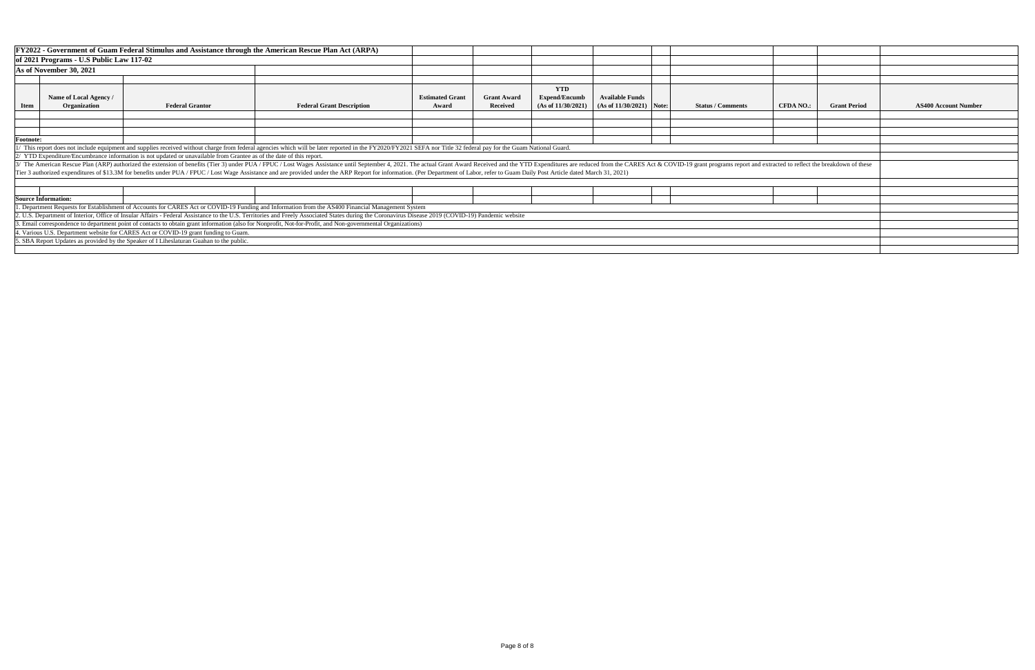**FY2022 - Government of Guam Federal Stimulus and Assistance through the American Rescue Plan Act (ARPA)**

**of 2021 Programs - U.S Public Law 117-02**

**As of November 30, 2021**

| Item | Name of Local Agency / Organization | Federal Grantor | Federal Grant Description | Estimated Grant Award | Grant Award Received | YTD Expend/Encumb (As of 11/30/2021) | Available Funds (As of 11/30/2021) | Note: | Status / Comments | CFDA NO.: | Grant Period | AS400 Account Number |
|---|---|---|---|---|---|---|---|---|---|---|---|---|
| | | | | | | | | | | | | |

**Footnote:**

1/ This report does not include equipment and supplies received without charge from federal agencies which will be later reported in the FY2020/FY2021 SEFA nor Title 32 federal pay for the Guam National Guard.

2/ YTD Expenditure/Encumbrance information is not updated or unavailable from Grantee as of the date of this report.

3/ The American Rescue Plan (ARP) authorized the extension of benefits (Tier 3) under PUA / FPUC / Lost Wages Assistance until September 4, 2021. The actual Grant Award Received and the YTD Expenditures are reduced from the CARES Act & COVID-19 grant programs report and extracted to reflect the breakdown of these Tier 3 authorized expenditures of $13.3M for benefits under PUA / FPUC / Lost Wage Assistance and are provided under the ARP Report for information. (Per Department of Labor, refer to Guam Daily Post Article dated March 31, 2021)

**Source Information:**

1. Department Requests for Establishment of Accounts for CARES Act or COVID-19 Funding and Information from the AS400 Financial Management System
2. U.S. Department of Interior, Office of Insular Affairs - Federal Assistance to the U.S. Territories and Freely Associated States during the Coronavirus Disease 2019 (COVID-19) Pandemic website
3. Email correspondence to department point of contacts to obtain grant information (also for Nonprofit, Not-for-Profit, and Non-governmental Organizations)
4. Various U.S. Department website for CARES Act or COVID-19 grant funding to Guam.
5. SBA Report Updates as provided by the Speaker of I Liheslaturan Guahan to the public.